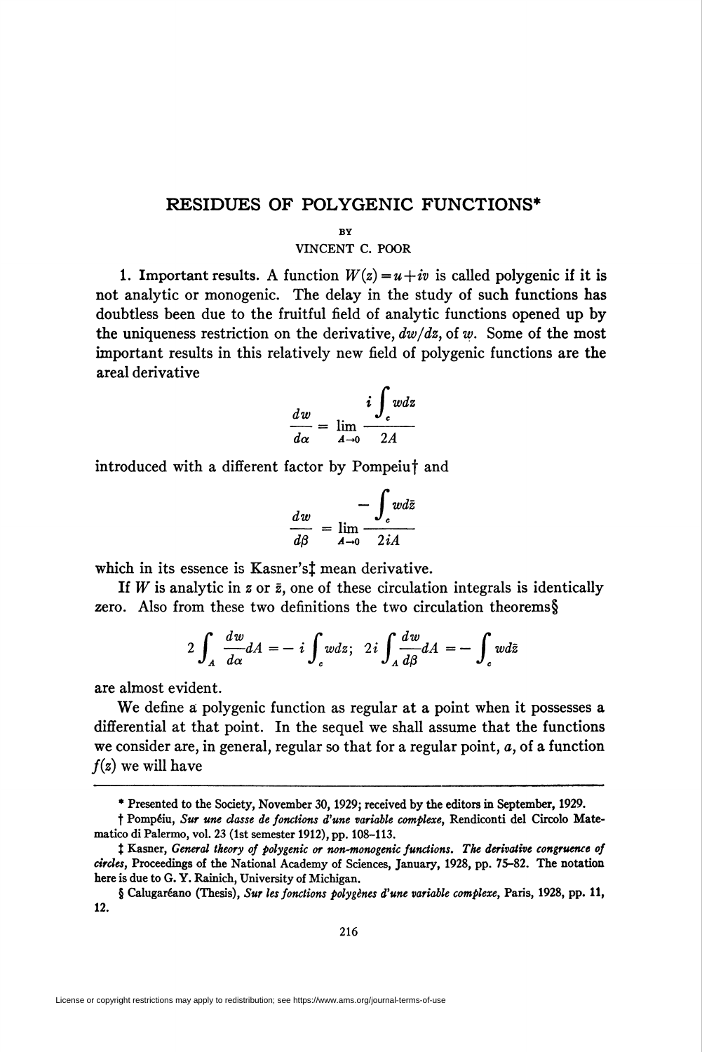# RESIDUES OF POLYGENIC FUNCTIONS*

BY

VINCENT C. POOR

**1. Important results.** A function $W(z)=u+iv$ is called polygenic if it is not analytic or monogenic. The delay in the study of such functions has doubtless been due to the fruitful field of analytic functions opened up by the uniqueness restriction on the derivative, $dw/dz$, of $w$. Some of the most important results in this relatively new field of polygenic functions are the areal derivative

$$\frac{dw}{d\alpha} = \lim_{A\to 0} \frac{i\int_c wdz}{2A}$$

introduced with a different factor by Pompeiu† and

$$\frac{dw}{d\beta} = \lim_{A\to 0} \frac{-\int_c wd\bar{z}}{2iA}$$

which in its essence is Kasner's‡ mean derivative.

If $W$ is analytic in $z$ or $\bar{z}$, one of these circulation integrals is identically zero. Also from these two definitions the two circulation theorems§

$$2\int_A \frac{dw}{d\alpha}dA = -i\int_c wdz; \quad 2i\int_A \frac{dw}{d\beta}dA = -\int_c wd\bar{z}$$

are almost evident.

We define a polygenic function as regular at a point when it possesses a differential at that point. In the sequel we shall assume that the functions we consider are, in general, regular so that for a regular point, $a$, of a function $f(z)$ we will have

---

\* Presented to the Society, November 30, 1929; received by the editors in September, 1929.

† Pompéiu, *Sur une classe de fonctions d'une variable complexe*, Rendiconti del Circolo Matematico di Palermo, vol. 23 (1st semester 1912), pp. 108–113.

‡ Kasner, *General theory of polygenic or non-monogenic functions. The derivative congruence of circles*, Proceedings of the National Academy of Sciences, January, 1928, pp. 75–82. The notation here is due to G. Y. Rainich, University of Michigan.

§ Calugaréano (Thesis), *Sur les fonctions polygènes d'une variable complexe*, Paris, 1928, pp. 11, 12.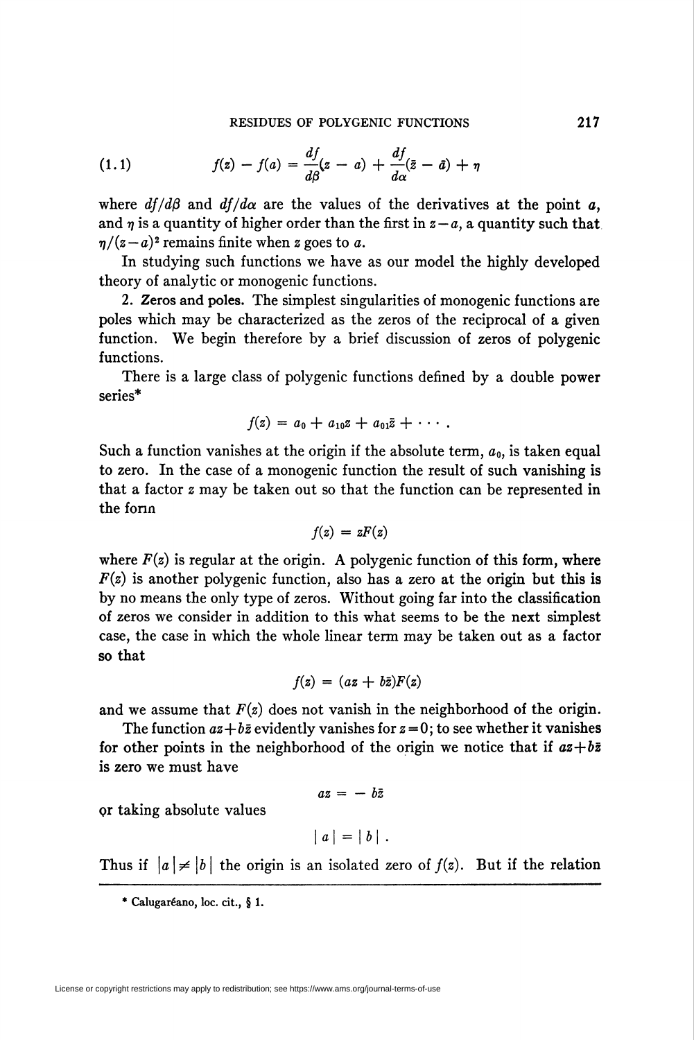$$f(z) - f(a) = \frac{df}{d\beta}(z - a) + \frac{df}{d\alpha}(\bar{z} - \bar{a}) + \eta \tag{1.1}$$

where $df/d\beta$ and $df/d\alpha$ are the values of the derivatives at the point $a$, and $\eta$ is a quantity of higher order than the first in $z - a$, a quantity such that $\eta/(z-a)^2$ remains finite when $z$ goes to $a$.

In studying such functions we have as our model the highly developed theory of analytic or monogenic functions.

**2. Zeros and poles.** The simplest singularities of monogenic functions are poles which may be characterized as the zeros of the reciprocal of a given function. We begin therefore by a brief discussion of zeros of polygenic functions.

There is a large class of polygenic functions defined by a double power series*

$$f(z) = a_0 + a_{10}z + a_{01}\bar{z} + \cdots .$$

Such a function vanishes at the origin if the absolute term, $a_0$, is taken equal to zero. In the case of a monogenic function the result of such vanishing is that a factor $z$ may be taken out so that the function can be represented in the form

$$f(z) = zF(z)$$

where $F(z)$ is regular at the origin. A polygenic function of this form, where $F(z)$ is another polygenic function, also has a zero at the origin but this is by no means the only type of zeros. Without going far into the classification of zeros we consider in addition to this what seems to be the next simplest case, the case in which the whole linear term may be taken out as a factor so that

$$f(z) = (az + b\bar{z})F(z)$$

and we assume that $F(z)$ does not vanish in the neighborhood of the origin.

The function $az + b\bar{z}$ evidently vanishes for $z = 0$; to see whether it vanishes for other points in the neighborhood of the origin we notice that if $az + b\bar{z}$ is zero we must have

$$az = -b\bar{z}$$

or taking absolute values

$$|a| = |b| .$$

Thus if $|a| \neq |b|$ the origin is an isolated zero of $f(z)$. But if the relation

---

\* Calugaréano, loc. cit., § 1.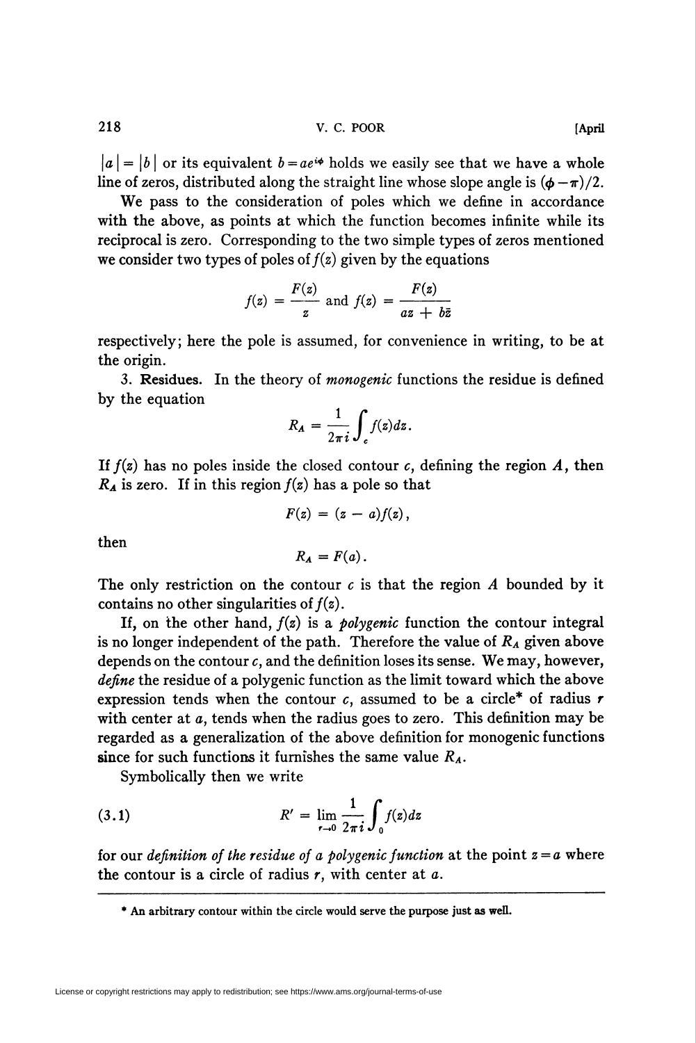$|a| = |b|$ or its equivalent $b = ae^{i\phi}$ holds we easily see that we have a whole line of zeros, distributed along the straight line whose slope angle is $(\phi - \pi)/2$.

We pass to the consideration of poles which we define in accordance with the above, as points at which the function becomes infinite while its reciprocal is zero. Corresponding to the two simple types of zeros mentioned we consider two types of poles of $f(z)$ given by the equations

$$f(z) = \frac{F(z)}{z} \text{ and } f(z) = \frac{F(z)}{az + b\bar{z}}$$

respectively; here the pole is assumed, for convenience in writing, to be at the origin.

3. **Residues.** In the theory of *monogenic* functions the residue is defined by the equation

$$R_A = \frac{1}{2\pi i} \int_c f(z) dz.$$

If $f(z)$ has no poles inside the closed contour $c$, defining the region $A$, then $R_A$ is zero. If in this region $f(z)$ has a pole so that

$$F(z) = (z - a) f(z),$$

then

$$R_A = F(a).$$

The only restriction on the contour $c$ is that the region $A$ bounded by it contains no other singularities of $f(z)$.

If, on the other hand, $f(z)$ is a *polygenic* function the contour integral is no longer independent of the path. Therefore the value of $R_A$ given above depends on the contour $c$, and the definition loses its sense. We may, however, *define* the residue of a polygenic function as the limit toward which the above expression tends when the contour $c$, assumed to be a circle* of radius $r$ with center at $a$, tends when the radius goes to zero. This definition may be regarded as a generalization of the above definition for monogenic functions since for such functions it furnishes the same value $R_A$.

Symbolically then we write

$$R' = \lim_{r \to 0} \frac{1}{2\pi i} \int_0 f(z) dz \tag{3.1}$$

for our *definition of the residue of a polygenic function* at the point $z = a$ where the contour is a circle of radius $r$, with center at $a$.

---

\* An arbitrary contour within the circle would serve the purpose just as well.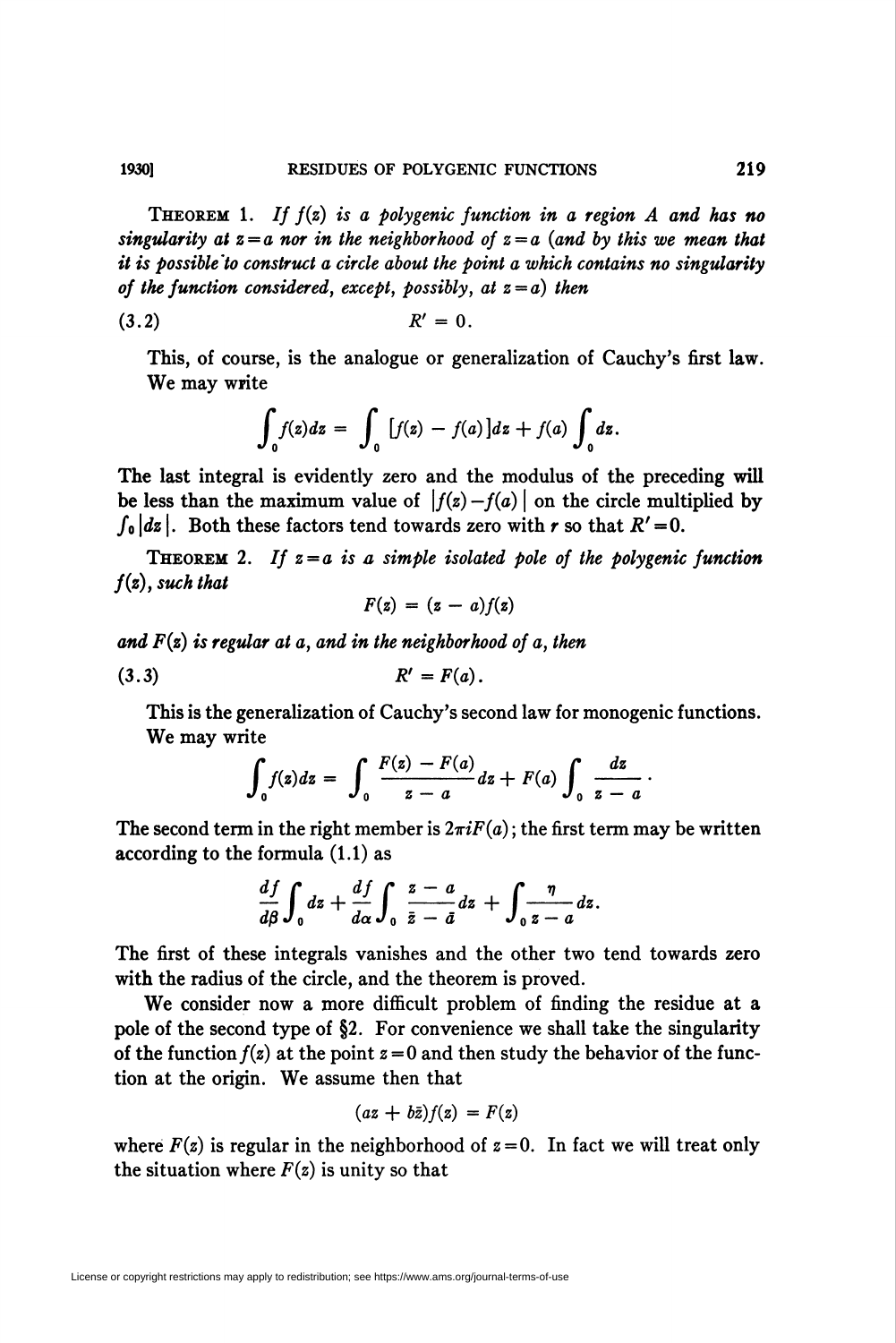THEOREM 1. *If $f(z)$ is a polygenic function in a region $A$ and has no singularity at $z=a$ nor in the neighborhood of $z=a$ (and by this we mean that it is possible to construct a circle about the point $a$ which contains no singularity of the function considered, except, possibly, at $z=a$) then*

$$R' = 0. \tag{3.2}$$

This, of course, is the analogue or generalization of Cauchy's first law. We may write

$$\int_0 f(z)dz = \int_0 [f(z) - f(a)]dz + f(a)\int_0 dz.$$

The last integral is evidently zero and the modulus of the preceding will be less than the maximum value of $|f(z)-f(a)|$ on the circle multiplied by $\int_0 |dz|$. Both these factors tend towards zero with $r$ so that $R'=0$.

THEOREM 2. *If $z=a$ is a simple isolated pole of the polygenic function $f(z)$, such that*

$$F(z) = (z-a)f(z)$$

*and $F(z)$ is regular at $a$, and in the neighborhood of $a$, then*

$$R' = F(a). \tag{3.3}$$

This is the generalization of Cauchy's second law for monogenic functions. We may write

$$\int_0 f(z)dz = \int_0 \frac{F(z)-F(a)}{z-a}dz + F(a)\int_0 \frac{dz}{z-a}\cdot$$

The second term in the right member is $2\pi i F(a)$; the first term may be written according to the formula (1.1) as

$$\frac{df}{d\beta}\int_0 dz + \frac{df}{d\alpha}\int_0 \frac{z-a}{\bar{z}-\bar{a}}dz + \int_0 \frac{\eta}{z-a}dz.$$

The first of these integrals vanishes and the other two tend towards zero with the radius of the circle, and the theorem is proved.

We consider now a more difficult problem of finding the residue at a pole of the second type of §2. For convenience we shall take the singularity of the function $f(z)$ at the point $z=0$ and then study the behavior of the function at the origin. We assume then that

$$(az + b\bar{z})f(z) = F(z)$$

where $F(z)$ is regular in the neighborhood of $z=0$. In fact we will treat only the situation where $F(z)$ is unity so that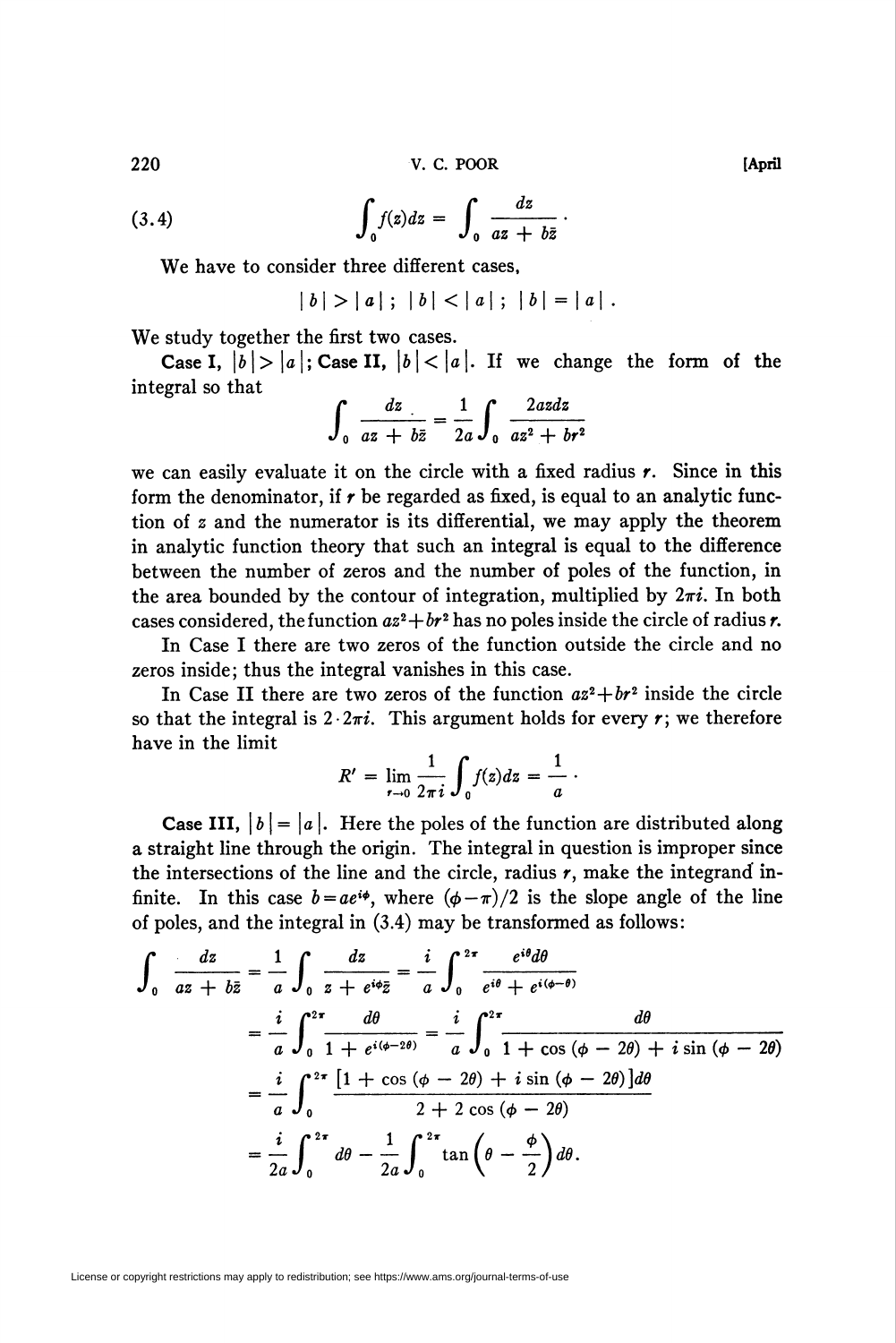$$(3.4) \qquad \int_0 f(z)dz = \int_0 \frac{dz}{az + b\bar{z}} \cdot$$

We have to consider three different cases,

$$|b| > |a|; \quad |b| < |a|; \quad |b| = |a|.$$

We study together the first two cases.

**Case I,** $|b| > |a|$; **Case II,** $|b| < |a|$. If we change the form of the integral so that

$$\int_0 \frac{dz}{az + b\bar{z}} = \frac{1}{2a} \int_0 \frac{2azdz}{az^2 + br^2}$$

we can easily evaluate it on the circle with a fixed radius $r$. Since in this form the denominator, if $r$ be regarded as fixed, is equal to an analytic function of $z$ and the numerator is its differential, we may apply the theorem in analytic function theory that such an integral is equal to the difference between the number of zeros and the number of poles of the function, in the area bounded by the contour of integration, multiplied by $2\pi i$. In both cases considered, the function $az^2 + br^2$ has no poles inside the circle of radius $r$.

In Case I there are two zeros of the function outside the circle and no zeros inside; thus the integral vanishes in this case.

In Case II there are two zeros of the function $az^2 + br^2$ inside the circle so that the integral is $2 \cdot 2\pi i$. This argument holds for every $r$; we therefore have in the limit

$$R' = \lim_{r \to 0} \frac{1}{2\pi i} \int_0 f(z)dz = \frac{1}{a} \cdot$$

**Case III,** $|b| = |a|$. Here the poles of the function are distributed along a straight line through the origin. The integral in question is improper since the intersections of the line and the circle, radius $r$, make the integrand infinite. In this case $b = ae^{i\phi}$, where $(\phi - \pi)/2$ is the slope angle of the line of poles, and the integral in (3.4) may be transformed as follows:

$$\begin{aligned}
\int_0 \frac{dz}{az + b\bar{z}} &= \frac{1}{a} \int_0 \frac{dz}{z + e^{i\phi}\bar{z}} = \frac{i}{a} \int_0^{2\pi} \frac{e^{i\theta}d\theta}{e^{i\theta} + e^{i(\phi - \theta)}} \\
&= \frac{i}{a} \int_0^{2\pi} \frac{d\theta}{1 + e^{i(\phi - 2\theta)}} = \frac{i}{a} \int_0^{2\pi} \frac{d\theta}{1 + \cos(\phi - 2\theta) + i \sin(\phi - 2\theta)} \\
&= \frac{i}{a} \int_0^{2\pi} \frac{[1 + \cos(\phi - 2\theta) + i \sin(\phi - 2\theta)]d\theta}{2 + 2\cos(\phi - 2\theta)} \\
&= \frac{i}{2a} \int_0^{2\pi} d\theta - \frac{1}{2a} \int_0^{2\pi} \tan\left(\theta - \frac{\phi}{2}\right) d\theta.
\end{aligned}$$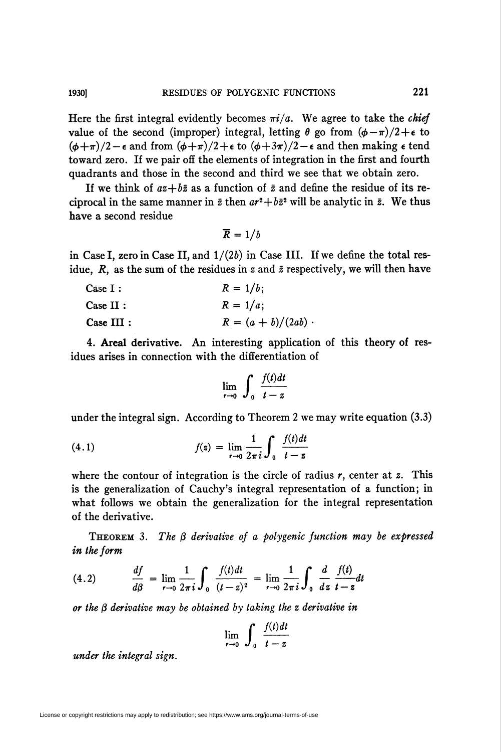Here the first integral evidently becomes $\pi i/a$. We agree to take the *chief* value of the second (improper) integral, letting $\theta$ go from $(\phi-\pi)/2+\epsilon$ to $(\phi+\pi)/2-\epsilon$ and from $(\phi+\pi)/2+\epsilon$ to $(\phi+3\pi)/2-\epsilon$ and then making $\epsilon$ tend toward zero. If we pair off the elements of integration in the first and fourth quadrants and those in the second and third we see that we obtain zero.

If we think of $az+b\bar{z}$ as a function of $\bar{z}$ and define the residue of its reciprocal in the same manner in $\bar{z}$ then $ar^2+b\bar{z}^2$ will be analytic in $\bar{z}$. We thus have a second residue

$$\bar{R} = 1/b$$

in Case I, zero in Case II, and $1/(2b)$ in Case III. If we define the total residue, $R$, as the sum of the residues in $z$ and $\bar{z}$ respectively, we will then have

Case I : $\qquad R = 1/b;$

Case II : $\qquad R = 1/a;$

Case III : $\qquad R = (a+b)/(2ab)\,\cdot$

4. **Areal derivative.** An interesting application of this theory of residues arises in connection with the differentiation of

$$\lim_{r\to 0}\int_0 \frac{f(t)dt}{t-z}$$

under the integral sign. According to Theorem 2 we may write equation (3.3)

$$f(z) = \lim_{r\to 0}\frac{1}{2\pi i}\int_0 \frac{f(t)dt}{t-z} \tag{4.1}$$

where the contour of integration is the circle of radius $r$, center at $z$. This is the generalization of Cauchy's integral representation of a function; in what follows we obtain the generalization for the integral representation of the derivative.

THEOREM 3. *The $\beta$ derivative of a polygenic function may be expressed in the form*

$$\frac{df}{d\beta} = \lim_{r\to 0}\frac{1}{2\pi i}\int_0 \frac{f(t)dt}{(t-z)^2} = \lim_{r\to 0}\frac{1}{2\pi i}\int_0 \frac{d}{dz}\frac{f(t)}{t-z}dt \tag{4.2}$$

*or the $\beta$ derivative may be obtained by taking the $z$ derivative in*

$$\lim_{r\to 0}\int_0 \frac{f(t)dt}{t-z}$$

*under the integral sign.*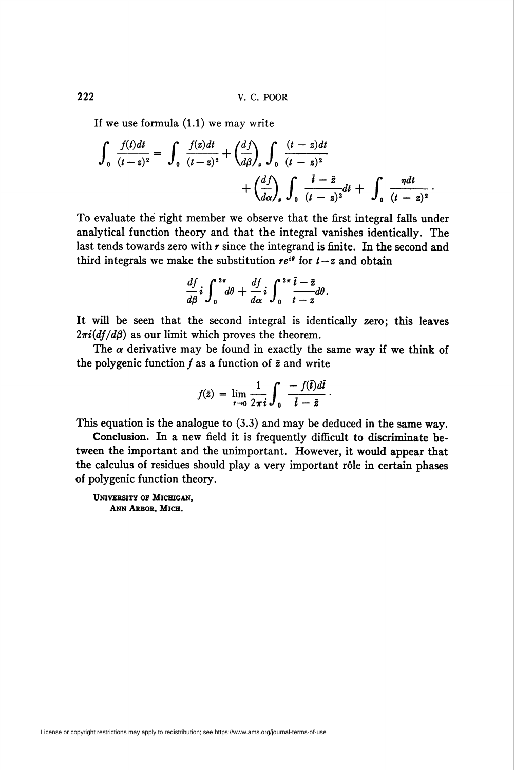If we use formula (1.1) we may write

$$\int_0 \frac{f(t)dt}{(t-z)^2} = \int_0 \frac{f(z)dt}{(t-z)^2} + \left(\frac{df}{d\beta}\right)_z \int_0 \frac{(t-z)dt}{(t-z)^2} + \left(\frac{df}{d\alpha}\right)_z \int_0 \frac{\bar{t}-\bar{z}}{(t-z)^2}dt + \int_0 \frac{\eta dt}{(t-z)^2}\,.$$

To evaluate the right member we observe that the first integral falls under analytical function theory and that the integral vanishes identically. The last tends towards zero with $r$ since the integrand is finite. In the second and third integrals we make the substitution $re^{i\theta}$ for $t-z$ and obtain

$$\frac{df}{d\beta} i \int_0^{2\pi} d\theta + \frac{df}{d\alpha} i \int_0^{2\pi} \frac{\bar{t}-\bar{z}}{t-z} d\theta.$$

It will be seen that the second integral is identically zero; this leaves $2\pi i(df/d\beta)$ as our limit which proves the theorem.

The $\alpha$ derivative may be found in exactly the same way if we think of the polygenic function $f$ as a function of $\bar{z}$ and write

$$f(\bar{z}) = \lim_{r \to 0} \frac{1}{2\pi i} \int_0 \frac{-f(\bar{t})d\bar{t}}{\bar{t}-\bar{z}}\,.$$

This equation is the analogue to (3.3) and may be deduced in the same way.

**Conclusion.** In a new field it is frequently difficult to discriminate between the important and the unimportant. However, it would appear that the calculus of residues should play a very important rôle in certain phases of polygenic function theory.

University of Michigan,
Ann Arbor, Mich.